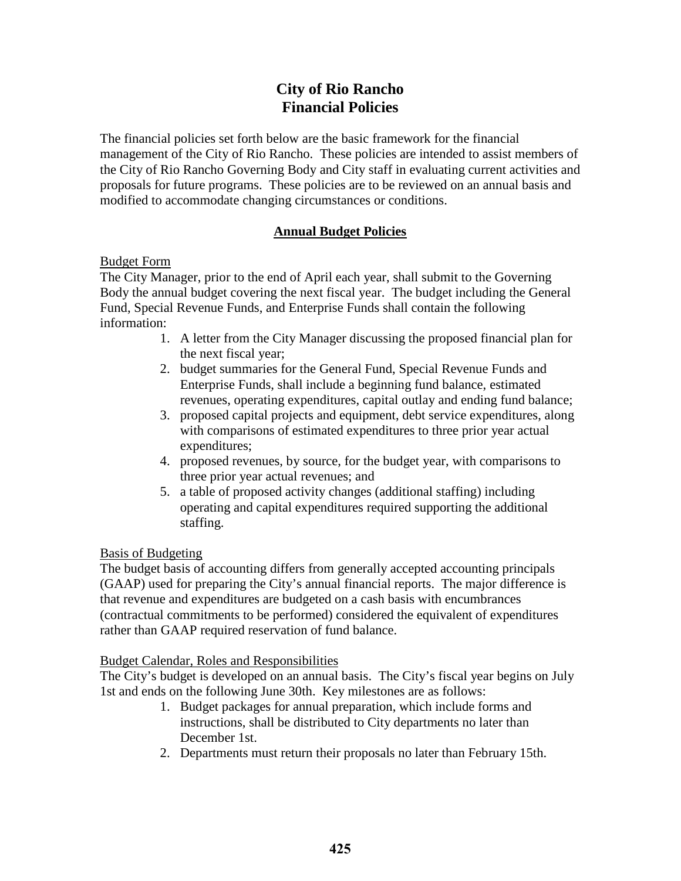# City of Rio Rancho
# Financial Policies

The financial policies set forth below are the basic framework for the financial management of the City of Rio Rancho. These policies are intended to assist members of the City of Rio Rancho Governing Body and City staff in evaluating current activities and proposals for future programs. These policies are to be reviewed on an annual basis and modified to accommodate changing circumstances or conditions.

## Annual Budget Policies

### Budget Form

The City Manager, prior to the end of April each year, shall submit to the Governing Body the annual budget covering the next fiscal year. The budget including the General Fund, Special Revenue Funds, and Enterprise Funds shall contain the following information:

1. A letter from the City Manager discussing the proposed financial plan for the next fiscal year;
2. budget summaries for the General Fund, Special Revenue Funds and Enterprise Funds, shall include a beginning fund balance, estimated revenues, operating expenditures, capital outlay and ending fund balance;
3. proposed capital projects and equipment, debt service expenditures, along with comparisons of estimated expenditures to three prior year actual expenditures;
4. proposed revenues, by source, for the budget year, with comparisons to three prior year actual revenues; and
5. a table of proposed activity changes (additional staffing) including operating and capital expenditures required supporting the additional staffing.

### Basis of Budgeting

The budget basis of accounting differs from generally accepted accounting principals (GAAP) used for preparing the City's annual financial reports. The major difference is that revenue and expenditures are budgeted on a cash basis with encumbrances (contractual commitments to be performed) considered the equivalent of expenditures rather than GAAP required reservation of fund balance.

### Budget Calendar, Roles and Responsibilities

The City's budget is developed on an annual basis. The City's fiscal year begins on July 1st and ends on the following June 30th. Key milestones are as follows:

1. Budget packages for annual preparation, which include forms and instructions, shall be distributed to City departments no later than December 1st.
2. Departments must return their proposals no later than February 15th.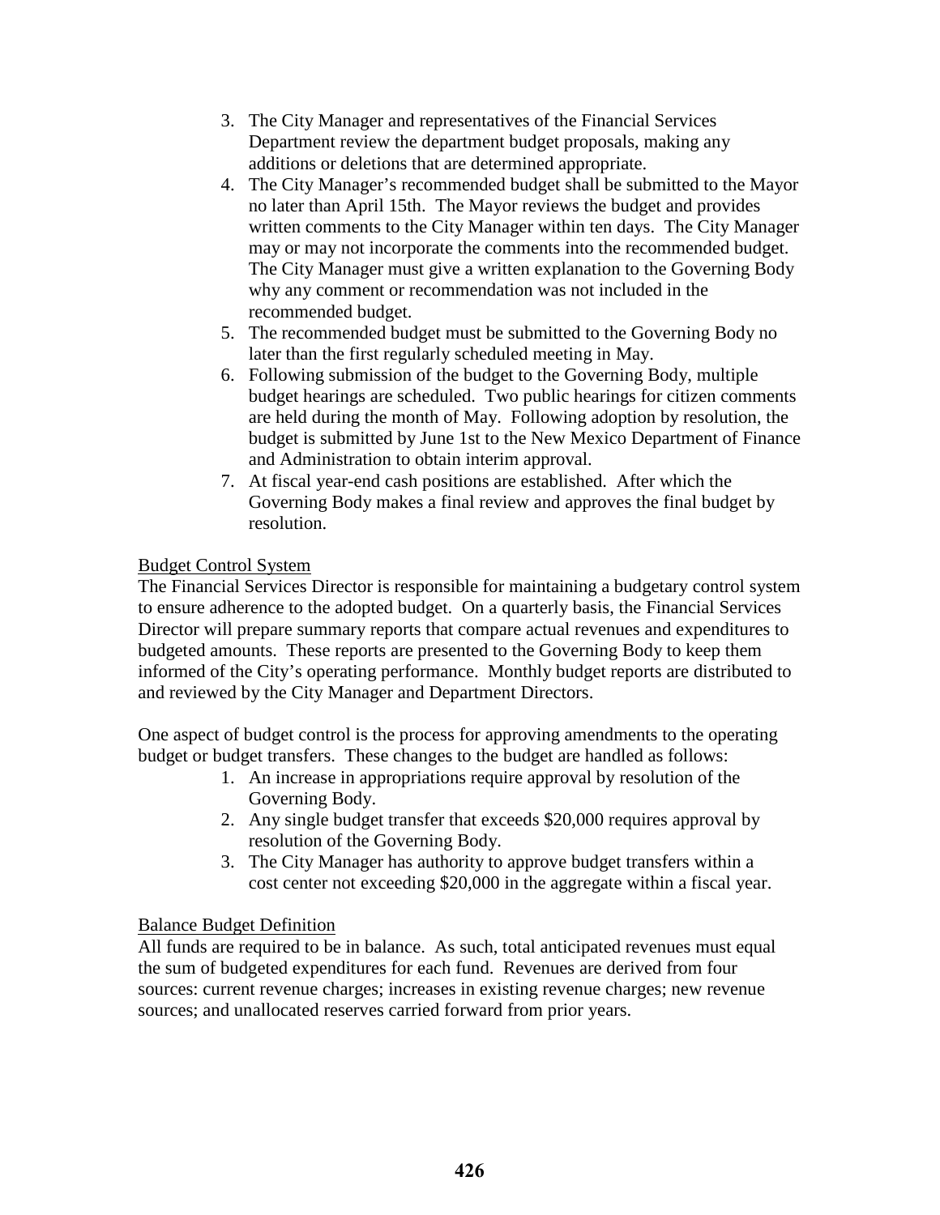3. The City Manager and representatives of the Financial Services Department review the department budget proposals, making any additions or deletions that are determined appropriate.
4. The City Manager's recommended budget shall be submitted to the Mayor no later than April 15th. The Mayor reviews the budget and provides written comments to the City Manager within ten days. The City Manager may or may not incorporate the comments into the recommended budget. The City Manager must give a written explanation to the Governing Body why any comment or recommendation was not included in the recommended budget.
5. The recommended budget must be submitted to the Governing Body no later than the first regularly scheduled meeting in May.
6. Following submission of the budget to the Governing Body, multiple budget hearings are scheduled. Two public hearings for citizen comments are held during the month of May. Following adoption by resolution, the budget is submitted by June 1st to the New Mexico Department of Finance and Administration to obtain interim approval.
7. At fiscal year-end cash positions are established. After which the Governing Body makes a final review and approves the final budget by resolution.

<u>Budget Control System</u>

The Financial Services Director is responsible for maintaining a budgetary control system to ensure adherence to the adopted budget. On a quarterly basis, the Financial Services Director will prepare summary reports that compare actual revenues and expenditures to budgeted amounts. These reports are presented to the Governing Body to keep them informed of the City's operating performance. Monthly budget reports are distributed to and reviewed by the City Manager and Department Directors.

One aspect of budget control is the process for approving amendments to the operating budget or budget transfers. These changes to the budget are handled as follows:

1. An increase in appropriations require approval by resolution of the Governing Body.
2. Any single budget transfer that exceeds $20,000 requires approval by resolution of the Governing Body.
3. The City Manager has authority to approve budget transfers within a cost center not exceeding $20,000 in the aggregate within a fiscal year.

<u>Balance Budget Definition</u>

All funds are required to be in balance. As such, total anticipated revenues must equal the sum of budgeted expenditures for each fund. Revenues are derived from four sources: current revenue charges; increases in existing revenue charges; new revenue sources; and unallocated reserves carried forward from prior years.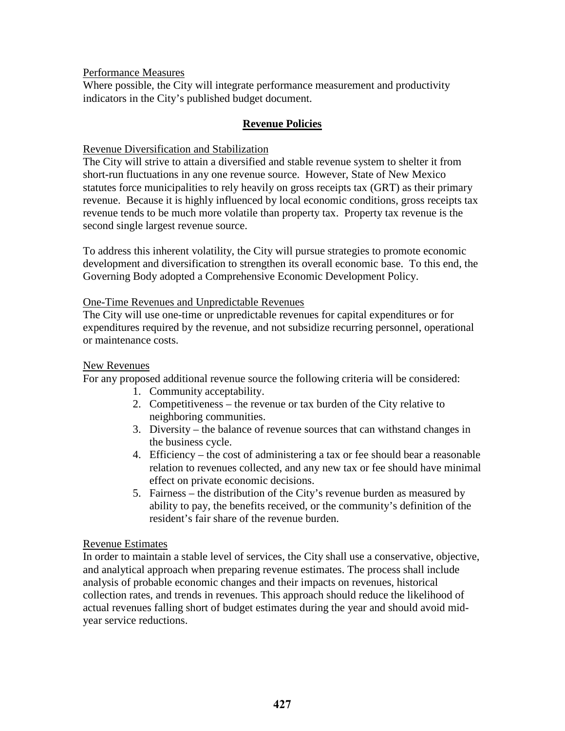Performance Measures

Where possible, the City will integrate performance measurement and productivity indicators in the City's published budget document.

## Revenue Policies

Revenue Diversification and Stabilization

The City will strive to attain a diversified and stable revenue system to shelter it from short-run fluctuations in any one revenue source. However, State of New Mexico statutes force municipalities to rely heavily on gross receipts tax (GRT) as their primary revenue. Because it is highly influenced by local economic conditions, gross receipts tax revenue tends to be much more volatile than property tax. Property tax revenue is the second single largest revenue source.

To address this inherent volatility, the City will pursue strategies to promote economic development and diversification to strengthen its overall economic base. To this end, the Governing Body adopted a Comprehensive Economic Development Policy.

One-Time Revenues and Unpredictable Revenues

The City will use one-time or unpredictable revenues for capital expenditures or for expenditures required by the revenue, and not subsidize recurring personnel, operational or maintenance costs.

New Revenues

For any proposed additional revenue source the following criteria will be considered:

1. Community acceptability.
2. Competitiveness – the revenue or tax burden of the City relative to neighboring communities.
3. Diversity – the balance of revenue sources that can withstand changes in the business cycle.
4. Efficiency – the cost of administering a tax or fee should bear a reasonable relation to revenues collected, and any new tax or fee should have minimal effect on private economic decisions.
5. Fairness – the distribution of the City's revenue burden as measured by ability to pay, the benefits received, or the community's definition of the resident's fair share of the revenue burden.

Revenue Estimates

In order to maintain a stable level of services, the City shall use a conservative, objective, and analytical approach when preparing revenue estimates. The process shall include analysis of probable economic changes and their impacts on revenues, historical collection rates, and trends in revenues. This approach should reduce the likelihood of actual revenues falling short of budget estimates during the year and should avoid mid-year service reductions.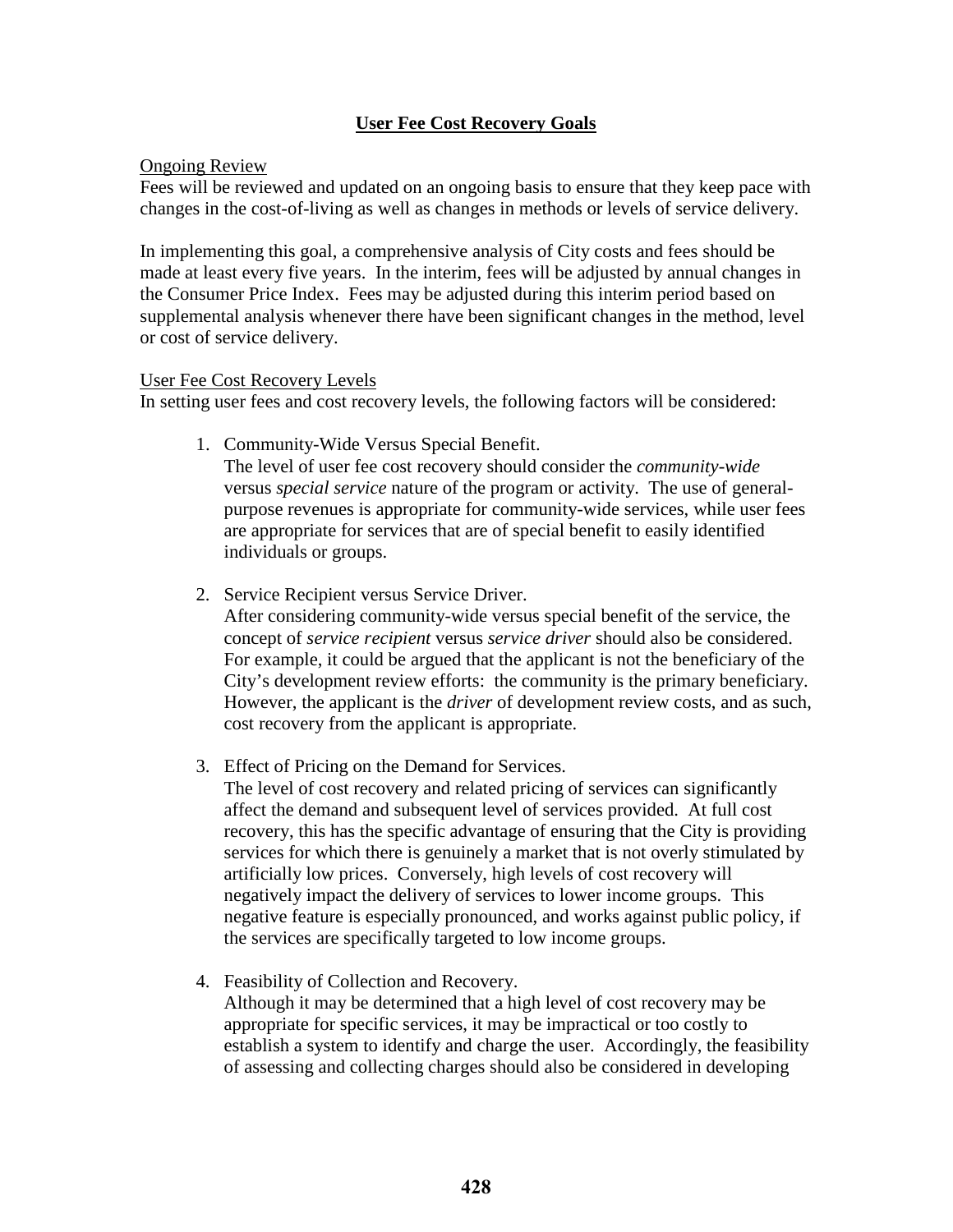## User Fee Cost Recovery Goals

Ongoing Review

Fees will be reviewed and updated on an ongoing basis to ensure that they keep pace with changes in the cost-of-living as well as changes in methods or levels of service delivery.

In implementing this goal, a comprehensive analysis of City costs and fees should be made at least every five years. In the interim, fees will be adjusted by annual changes in the Consumer Price Index. Fees may be adjusted during this interim period based on supplemental analysis whenever there have been significant changes in the method, level or cost of service delivery.

User Fee Cost Recovery Levels

In setting user fees and cost recovery levels, the following factors will be considered:

1. Community-Wide Versus Special Benefit.
   The level of user fee cost recovery should consider the *community-wide* versus *special service* nature of the program or activity. The use of general-purpose revenues is appropriate for community-wide services, while user fees are appropriate for services that are of special benefit to easily identified individuals or groups.

2. Service Recipient versus Service Driver.
   After considering community-wide versus special benefit of the service, the concept of *service recipient* versus *service driver* should also be considered. For example, it could be argued that the applicant is not the beneficiary of the City's development review efforts: the community is the primary beneficiary. However, the applicant is the *driver* of development review costs, and as such, cost recovery from the applicant is appropriate.

3. Effect of Pricing on the Demand for Services.
   The level of cost recovery and related pricing of services can significantly affect the demand and subsequent level of services provided. At full cost recovery, this has the specific advantage of ensuring that the City is providing services for which there is genuinely a market that is not overly stimulated by artificially low prices. Conversely, high levels of cost recovery will negatively impact the delivery of services to lower income groups. This negative feature is especially pronounced, and works against public policy, if the services are specifically targeted to low income groups.

4. Feasibility of Collection and Recovery.
   Although it may be determined that a high level of cost recovery may be appropriate for specific services, it may be impractical or too costly to establish a system to identify and charge the user. Accordingly, the feasibility of assessing and collecting charges should also be considered in developing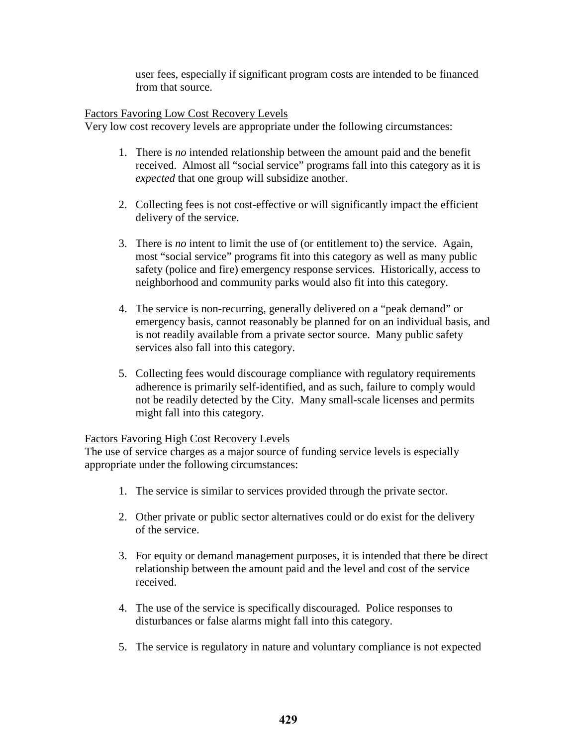user fees, especially if significant program costs are intended to be financed from that source.

Factors Favoring Low Cost Recovery Levels

Very low cost recovery levels are appropriate under the following circumstances:

1. There is *no* intended relationship between the amount paid and the benefit received. Almost all "social service" programs fall into this category as it is *expected* that one group will subsidize another.

2. Collecting fees is not cost-effective or will significantly impact the efficient delivery of the service.

3. There is *no* intent to limit the use of (or entitlement to) the service. Again, most "social service" programs fit into this category as well as many public safety (police and fire) emergency response services. Historically, access to neighborhood and community parks would also fit into this category.

4. The service is non-recurring, generally delivered on a "peak demand" or emergency basis, cannot reasonably be planned for on an individual basis, and is not readily available from a private sector source. Many public safety services also fall into this category.

5. Collecting fees would discourage compliance with regulatory requirements adherence is primarily self-identified, and as such, failure to comply would not be readily detected by the City. Many small-scale licenses and permits might fall into this category.

Factors Favoring High Cost Recovery Levels

The use of service charges as a major source of funding service levels is especially appropriate under the following circumstances:

1. The service is similar to services provided through the private sector.

2. Other private or public sector alternatives could or do exist for the delivery of the service.

3. For equity or demand management purposes, it is intended that there be direct relationship between the amount paid and the level and cost of the service received.

4. The use of the service is specifically discouraged. Police responses to disturbances or false alarms might fall into this category.

5. The service is regulatory in nature and voluntary compliance is not expected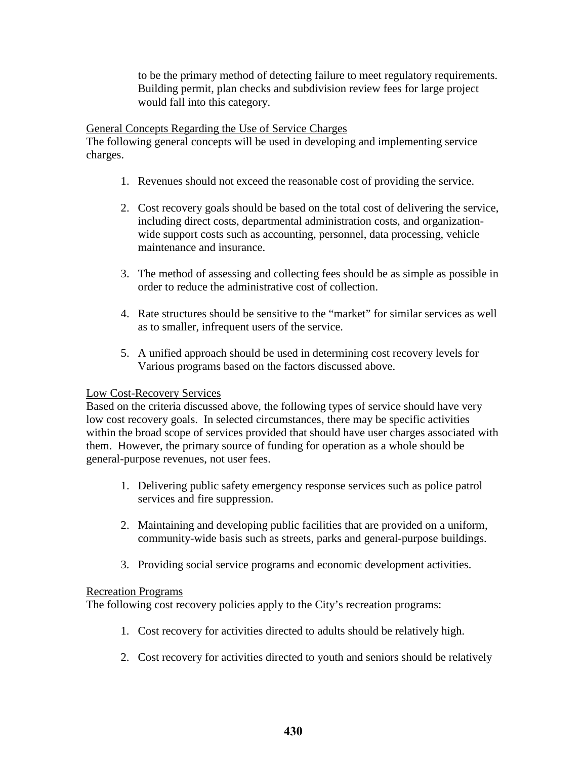to be the primary method of detecting failure to meet regulatory requirements. Building permit, plan checks and subdivision review fees for large project would fall into this category.

General Concepts Regarding the Use of Service Charges

The following general concepts will be used in developing and implementing service charges.

1. Revenues should not exceed the reasonable cost of providing the service.

2. Cost recovery goals should be based on the total cost of delivering the service, including direct costs, departmental administration costs, and organization-wide support costs such as accounting, personnel, data processing, vehicle maintenance and insurance.

3. The method of assessing and collecting fees should be as simple as possible in order to reduce the administrative cost of collection.

4. Rate structures should be sensitive to the "market" for similar services as well as to smaller, infrequent users of the service.

5. A unified approach should be used in determining cost recovery levels for Various programs based on the factors discussed above.

Low Cost-Recovery Services

Based on the criteria discussed above, the following types of service should have very low cost recovery goals. In selected circumstances, there may be specific activities within the broad scope of services provided that should have user charges associated with them. However, the primary source of funding for operation as a whole should be general-purpose revenues, not user fees.

1. Delivering public safety emergency response services such as police patrol services and fire suppression.

2. Maintaining and developing public facilities that are provided on a uniform, community-wide basis such as streets, parks and general-purpose buildings.

3. Providing social service programs and economic development activities.

Recreation Programs

The following cost recovery policies apply to the City's recreation programs:

1. Cost recovery for activities directed to adults should be relatively high.

2. Cost recovery for activities directed to youth and seniors should be relatively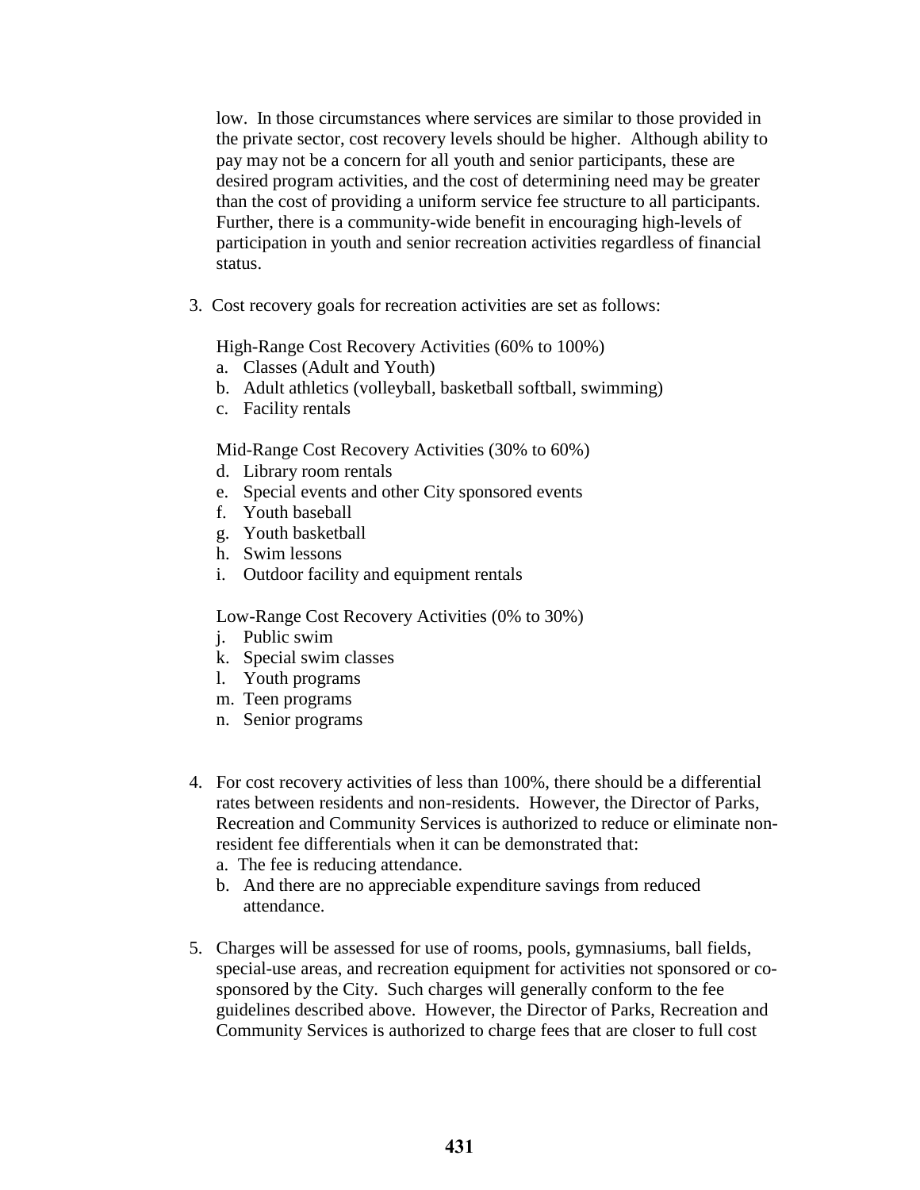low. In those circumstances where services are similar to those provided in the private sector, cost recovery levels should be higher. Although ability to pay may not be a concern for all youth and senior participants, these are desired program activities, and the cost of determining need may be greater than the cost of providing a uniform service fee structure to all participants. Further, there is a community-wide benefit in encouraging high-levels of participation in youth and senior recreation activities regardless of financial status.

3. Cost recovery goals for recreation activities are set as follows:

   High-Range Cost Recovery Activities (60% to 100%)
   a. Classes (Adult and Youth)
   b. Adult athletics (volleyball, basketball softball, swimming)
   c. Facility rentals

   Mid-Range Cost Recovery Activities (30% to 60%)
   d. Library room rentals
   e. Special events and other City sponsored events
   f. Youth baseball
   g. Youth basketball
   h. Swim lessons
   i. Outdoor facility and equipment rentals

   Low-Range Cost Recovery Activities (0% to 30%)
   j. Public swim
   k. Special swim classes
   l. Youth programs
   m. Teen programs
   n. Senior programs

4. For cost recovery activities of less than 100%, there should be a differential rates between residents and non-residents. However, the Director of Parks, Recreation and Community Services is authorized to reduce or eliminate non-resident fee differentials when it can be demonstrated that:
   a. The fee is reducing attendance.
   b. And there are no appreciable expenditure savings from reduced attendance.

5. Charges will be assessed for use of rooms, pools, gymnasiums, ball fields, special-use areas, and recreation equipment for activities not sponsored or co-sponsored by the City. Such charges will generally conform to the fee guidelines described above. However, the Director of Parks, Recreation and Community Services is authorized to charge fees that are closer to full cost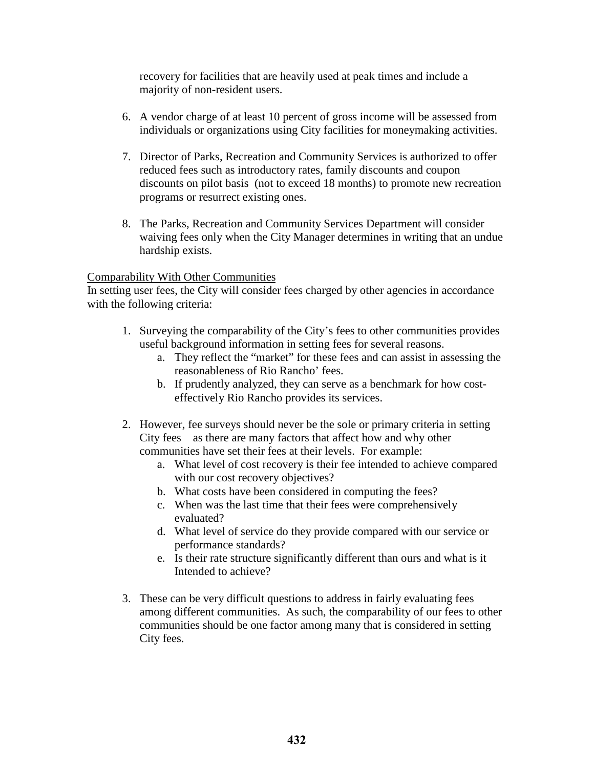recovery for facilities that are heavily used at peak times and include a majority of non-resident users.

6. A vendor charge of at least 10 percent of gross income will be assessed from individuals or organizations using City facilities for moneymaking activities.

7. Director of Parks, Recreation and Community Services is authorized to offer reduced fees such as introductory rates, family discounts and coupon discounts on pilot basis (not to exceed 18 months) to promote new recreation programs or resurrect existing ones.

8. The Parks, Recreation and Community Services Department will consider waiving fees only when the City Manager determines in writing that an undue hardship exists.

<u>Comparability With Other Communities</u>
In setting user fees, the City will consider fees charged by other agencies in accordance with the following criteria:

1. Surveying the comparability of the City's fees to other communities provides useful background information in setting fees for several reasons.
   a. They reflect the "market" for these fees and can assist in assessing the reasonableness of Rio Rancho' fees.
   b. If prudently analyzed, they can serve as a benchmark for how cost-effectively Rio Rancho provides its services.

2. However, fee surveys should never be the sole or primary criteria in setting City fees as there are many factors that affect how and why other communities have set their fees at their levels. For example:
   a. What level of cost recovery is their fee intended to achieve compared with our cost recovery objectives?
   b. What costs have been considered in computing the fees?
   c. When was the last time that their fees were comprehensively evaluated?
   d. What level of service do they provide compared with our service or performance standards?
   e. Is their rate structure significantly different than ours and what is it Intended to achieve?

3. These can be very difficult questions to address in fairly evaluating fees among different communities. As such, the comparability of our fees to other communities should be one factor among many that is considered in setting City fees.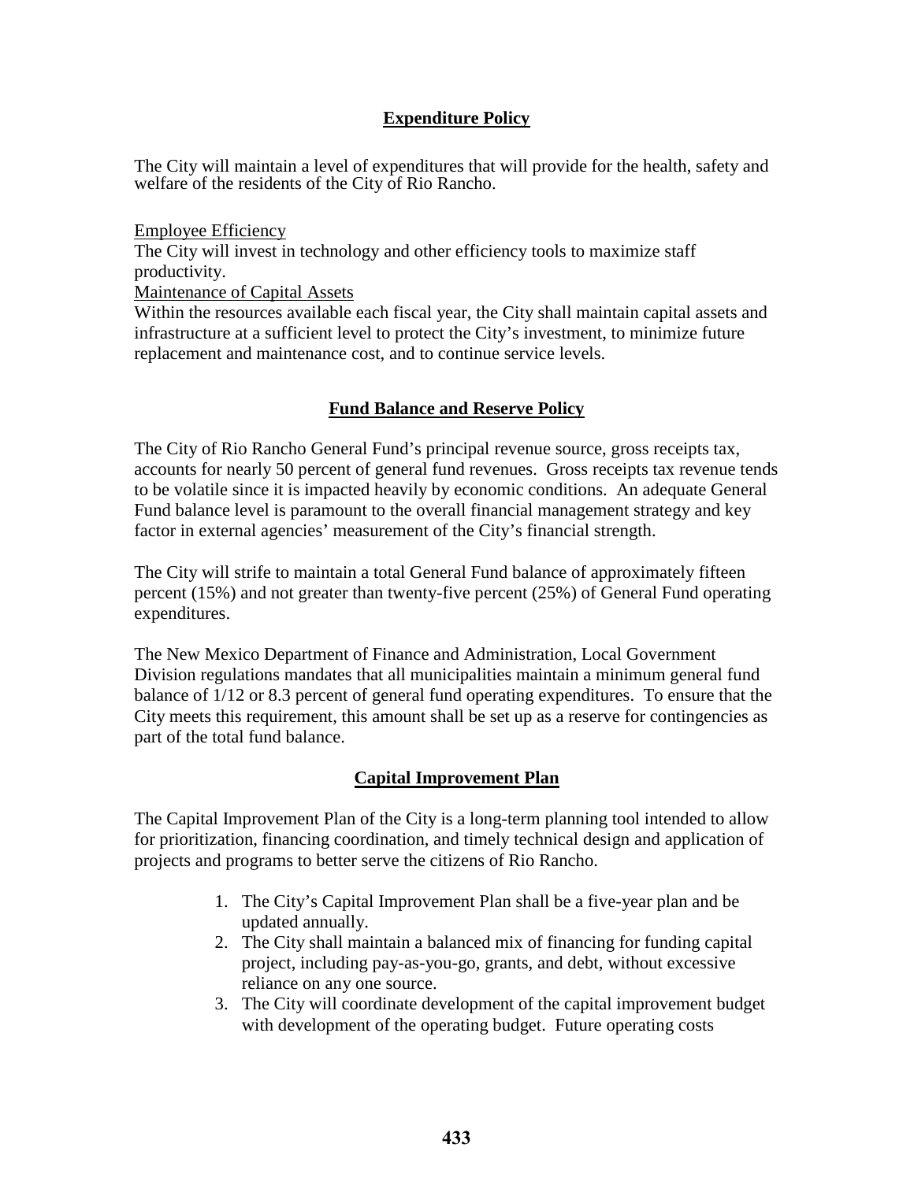## Expenditure Policy

The City will maintain a level of expenditures that will provide for the health, safety and welfare of the residents of the City of Rio Rancho.

Employee Efficiency

The City will invest in technology and other efficiency tools to maximize staff productivity.

Maintenance of Capital Assets

Within the resources available each fiscal year, the City shall maintain capital assets and infrastructure at a sufficient level to protect the City's investment, to minimize future replacement and maintenance cost, and to continue service levels.

## Fund Balance and Reserve Policy

The City of Rio Rancho General Fund's principal revenue source, gross receipts tax, accounts for nearly 50 percent of general fund revenues. Gross receipts tax revenue tends to be volatile since it is impacted heavily by economic conditions. An adequate General Fund balance level is paramount to the overall financial management strategy and key factor in external agencies' measurement of the City's financial strength.

The City will strife to maintain a total General Fund balance of approximately fifteen percent (15%) and not greater than twenty-five percent (25%) of General Fund operating expenditures.

The New Mexico Department of Finance and Administration, Local Government Division regulations mandates that all municipalities maintain a minimum general fund balance of 1/12 or 8.3 percent of general fund operating expenditures. To ensure that the City meets this requirement, this amount shall be set up as a reserve for contingencies as part of the total fund balance.

## Capital Improvement Plan

The Capital Improvement Plan of the City is a long-term planning tool intended to allow for prioritization, financing coordination, and timely technical design and application of projects and programs to better serve the citizens of Rio Rancho.

1. The City's Capital Improvement Plan shall be a five-year plan and be updated annually.
2. The City shall maintain a balanced mix of financing for funding capital project, including pay-as-you-go, grants, and debt, without excessive reliance on any one source.
3. The City will coordinate development of the capital improvement budget with development of the operating budget. Future operating costs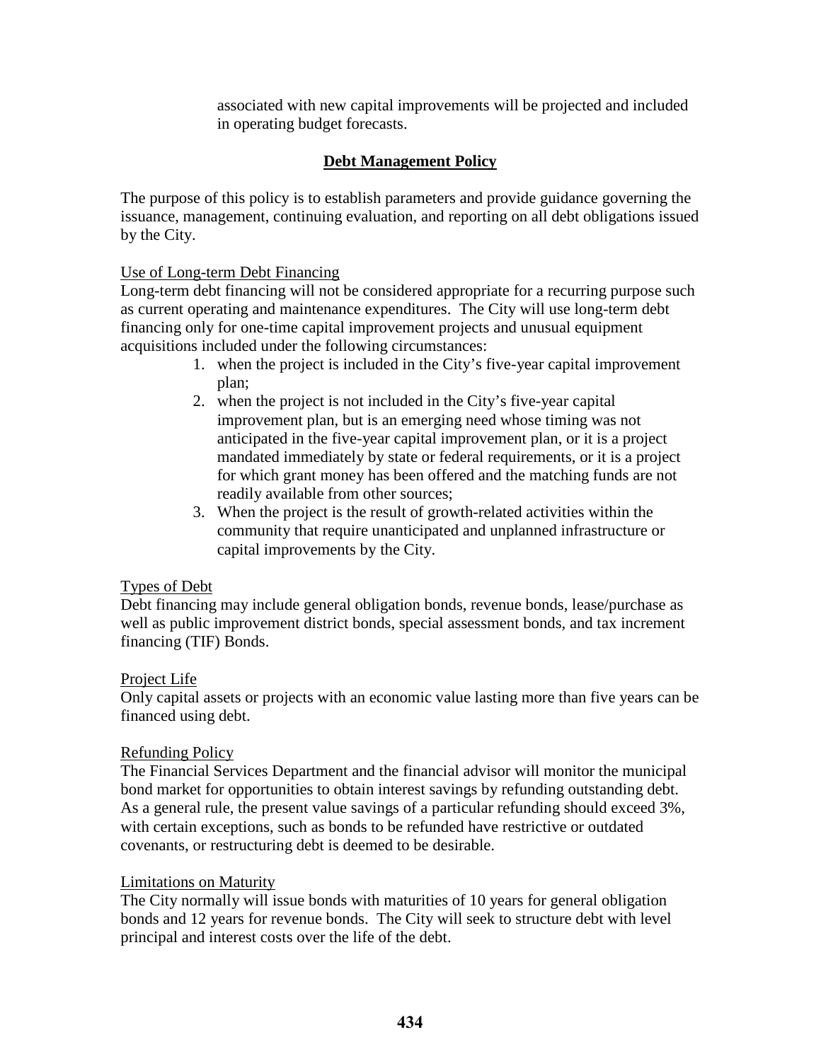associated with new capital improvements will be projected and included in operating budget forecasts.

## Debt Management Policy

The purpose of this policy is to establish parameters and provide guidance governing the issuance, management, continuing evaluation, and reporting on all debt obligations issued by the City.

### Use of Long-term Debt Financing

Long-term debt financing will not be considered appropriate for a recurring purpose such as current operating and maintenance expenditures. The City will use long-term debt financing only for one-time capital improvement projects and unusual equipment acquisitions included under the following circumstances:

1. when the project is included in the City's five-year capital improvement plan;
2. when the project is not included in the City's five-year capital improvement plan, but is an emerging need whose timing was not anticipated in the five-year capital improvement plan, or it is a project mandated immediately by state or federal requirements, or it is a project for which grant money has been offered and the matching funds are not readily available from other sources;
3. When the project is the result of growth-related activities within the community that require unanticipated and unplanned infrastructure or capital improvements by the City.

### Types of Debt

Debt financing may include general obligation bonds, revenue bonds, lease/purchase as well as public improvement district bonds, special assessment bonds, and tax increment financing (TIF) Bonds.

### Project Life

Only capital assets or projects with an economic value lasting more than five years can be financed using debt.

### Refunding Policy

The Financial Services Department and the financial advisor will monitor the municipal bond market for opportunities to obtain interest savings by refunding outstanding debt. As a general rule, the present value savings of a particular refunding should exceed 3%, with certain exceptions, such as bonds to be refunded have restrictive or outdated covenants, or restructuring debt is deemed to be desirable.

### Limitations on Maturity

The City normally will issue bonds with maturities of 10 years for general obligation bonds and 12 years for revenue bonds. The City will seek to structure debt with level principal and interest costs over the life of the debt.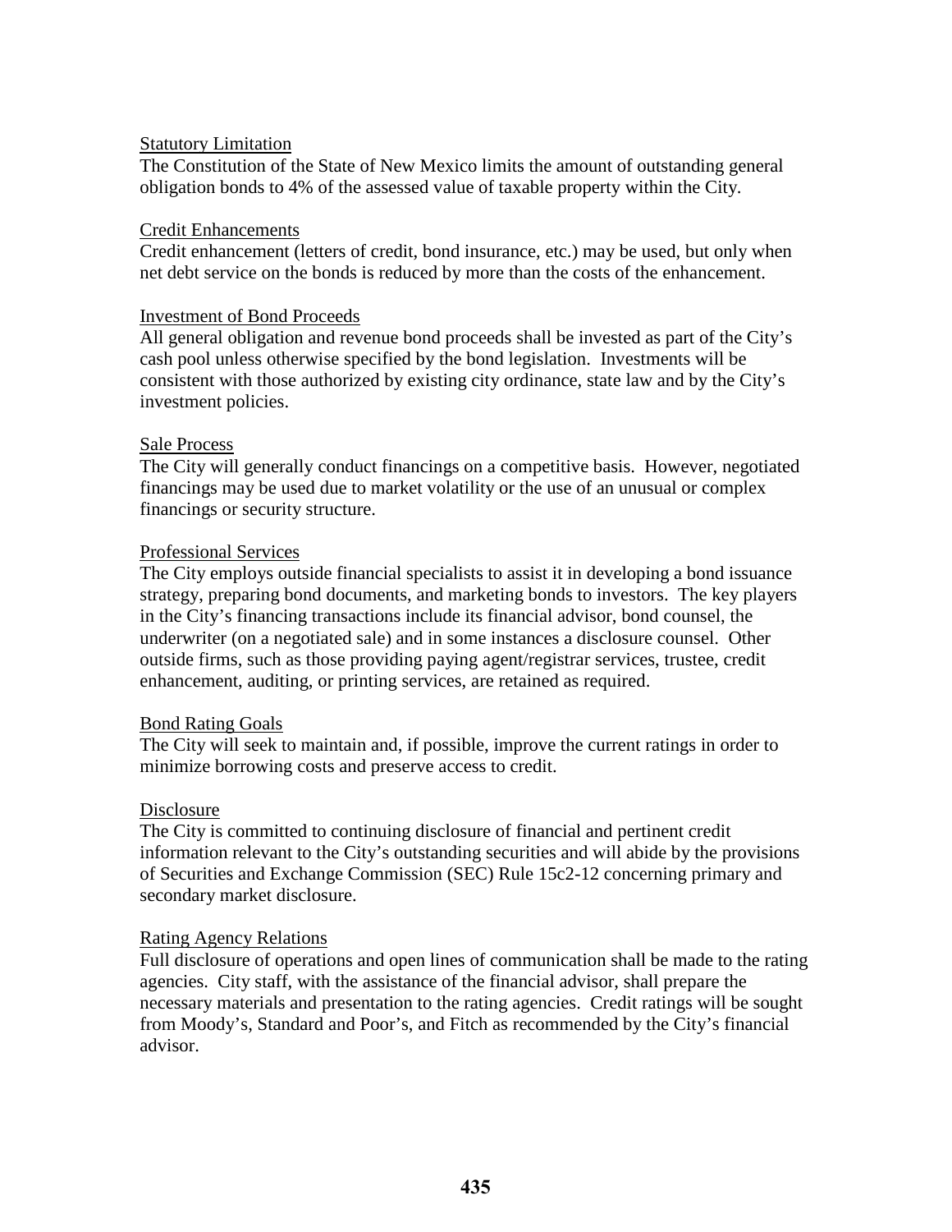### Statutory Limitation

The Constitution of the State of New Mexico limits the amount of outstanding general obligation bonds to 4% of the assessed value of taxable property within the City.

### Credit Enhancements

Credit enhancement (letters of credit, bond insurance, etc.) may be used, but only when net debt service on the bonds is reduced by more than the costs of the enhancement.

### Investment of Bond Proceeds

All general obligation and revenue bond proceeds shall be invested as part of the City's cash pool unless otherwise specified by the bond legislation. Investments will be consistent with those authorized by existing city ordinance, state law and by the City's investment policies.

### Sale Process

The City will generally conduct financings on a competitive basis. However, negotiated financings may be used due to market volatility or the use of an unusual or complex financings or security structure.

### Professional Services

The City employs outside financial specialists to assist it in developing a bond issuance strategy, preparing bond documents, and marketing bonds to investors. The key players in the City's financing transactions include its financial advisor, bond counsel, the underwriter (on a negotiated sale) and in some instances a disclosure counsel. Other outside firms, such as those providing paying agent/registrar services, trustee, credit enhancement, auditing, or printing services, are retained as required.

### Bond Rating Goals

The City will seek to maintain and, if possible, improve the current ratings in order to minimize borrowing costs and preserve access to credit.

### Disclosure

The City is committed to continuing disclosure of financial and pertinent credit information relevant to the City's outstanding securities and will abide by the provisions of Securities and Exchange Commission (SEC) Rule 15c2-12 concerning primary and secondary market disclosure.

### Rating Agency Relations

Full disclosure of operations and open lines of communication shall be made to the rating agencies. City staff, with the assistance of the financial advisor, shall prepare the necessary materials and presentation to the rating agencies. Credit ratings will be sought from Moody's, Standard and Poor's, and Fitch as recommended by the City's financial advisor.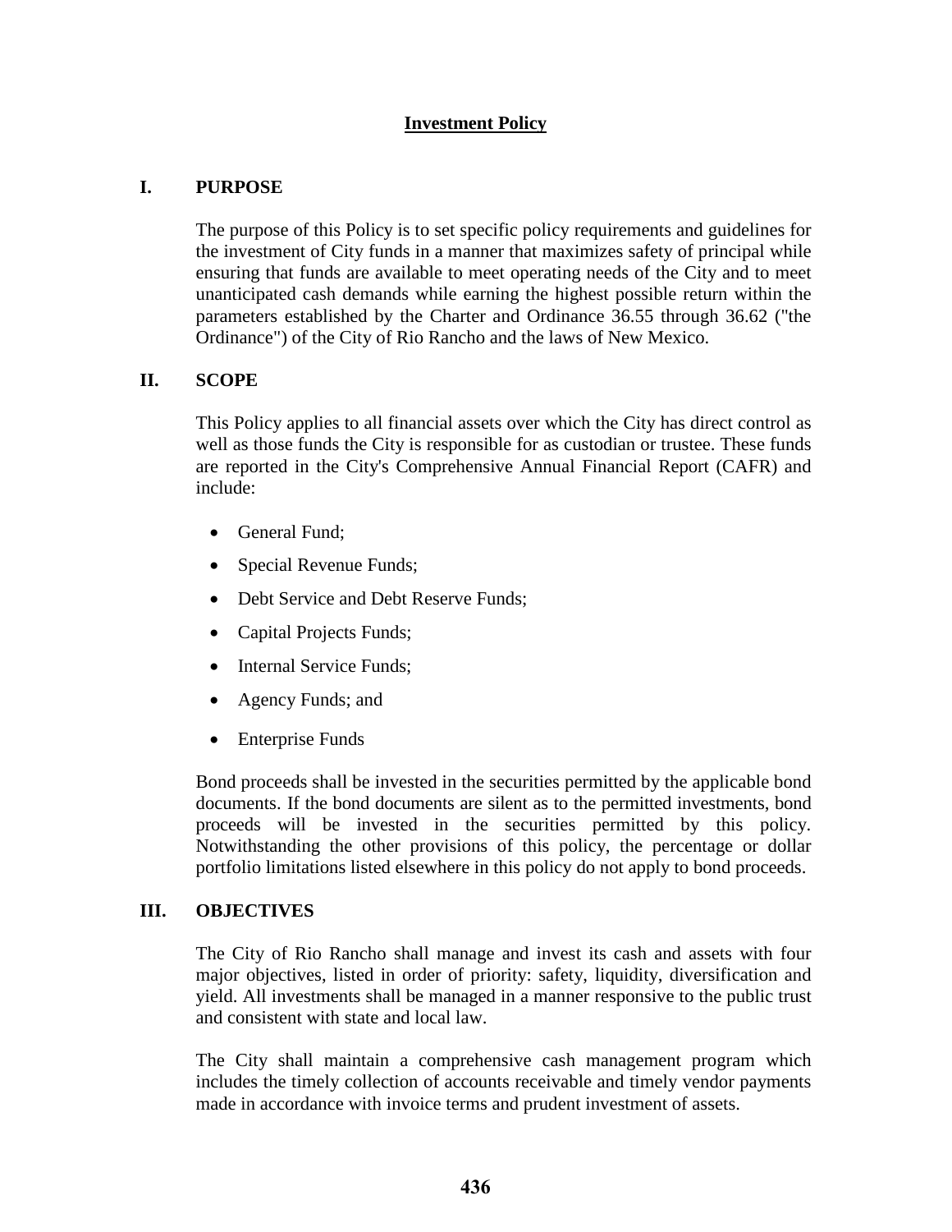# Investment Policy

## I. PURPOSE

The purpose of this Policy is to set specific policy requirements and guidelines for the investment of City funds in a manner that maximizes safety of principal while ensuring that funds are available to meet operating needs of the City and to meet unanticipated cash demands while earning the highest possible return within the parameters established by the Charter and Ordinance 36.55 through 36.62 ("the Ordinance") of the City of Rio Rancho and the laws of New Mexico.

## II. SCOPE

This Policy applies to all financial assets over which the City has direct control as well as those funds the City is responsible for as custodian or trustee. These funds are reported in the City's Comprehensive Annual Financial Report (CAFR) and include:

- General Fund;
- Special Revenue Funds;
- Debt Service and Debt Reserve Funds;
- Capital Projects Funds;
- Internal Service Funds;
- Agency Funds; and
- Enterprise Funds

Bond proceeds shall be invested in the securities permitted by the applicable bond documents. If the bond documents are silent as to the permitted investments, bond proceeds will be invested in the securities permitted by this policy. Notwithstanding the other provisions of this policy, the percentage or dollar portfolio limitations listed elsewhere in this policy do not apply to bond proceeds.

## III. OBJECTIVES

The City of Rio Rancho shall manage and invest its cash and assets with four major objectives, listed in order of priority: safety, liquidity, diversification and yield. All investments shall be managed in a manner responsive to the public trust and consistent with state and local law.

The City shall maintain a comprehensive cash management program which includes the timely collection of accounts receivable and timely vendor payments made in accordance with invoice terms and prudent investment of assets.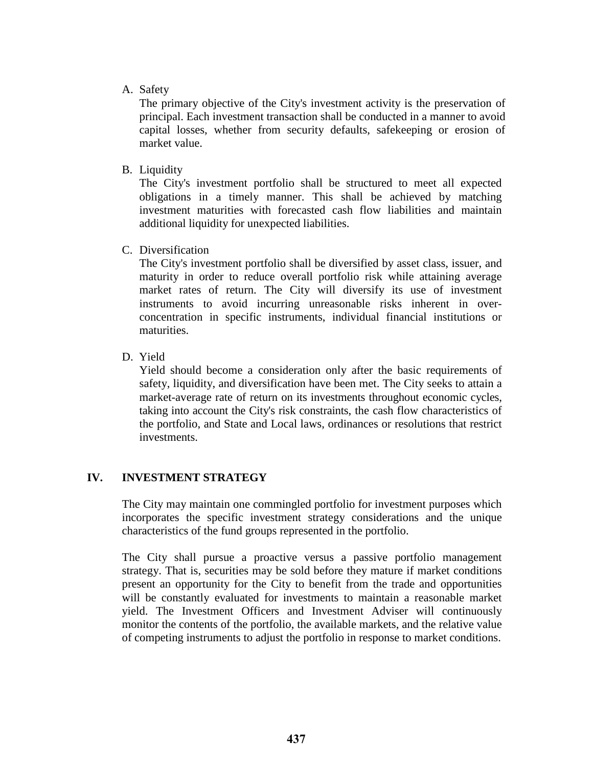A. Safety

   The primary objective of the City's investment activity is the preservation of principal. Each investment transaction shall be conducted in a manner to avoid capital losses, whether from security defaults, safekeeping or erosion of market value.

B. Liquidity

   The City's investment portfolio shall be structured to meet all expected obligations in a timely manner. This shall be achieved by matching investment maturities with forecasted cash flow liabilities and maintain additional liquidity for unexpected liabilities.

C. Diversification

   The City's investment portfolio shall be diversified by asset class, issuer, and maturity in order to reduce overall portfolio risk while attaining average market rates of return. The City will diversify its use of investment instruments to avoid incurring unreasonable risks inherent in over-concentration in specific instruments, individual financial institutions or maturities.

D. Yield

   Yield should become a consideration only after the basic requirements of safety, liquidity, and diversification have been met. The City seeks to attain a market-average rate of return on its investments throughout economic cycles, taking into account the City's risk constraints, the cash flow characteristics of the portfolio, and State and Local laws, ordinances or resolutions that restrict investments.

## IV. INVESTMENT STRATEGY

The City may maintain one commingled portfolio for investment purposes which incorporates the specific investment strategy considerations and the unique characteristics of the fund groups represented in the portfolio.

The City shall pursue a proactive versus a passive portfolio management strategy. That is, securities may be sold before they mature if market conditions present an opportunity for the City to benefit from the trade and opportunities will be constantly evaluated for investments to maintain a reasonable market yield. The Investment Officers and Investment Adviser will continuously monitor the contents of the portfolio, the available markets, and the relative value of competing instruments to adjust the portfolio in response to market conditions.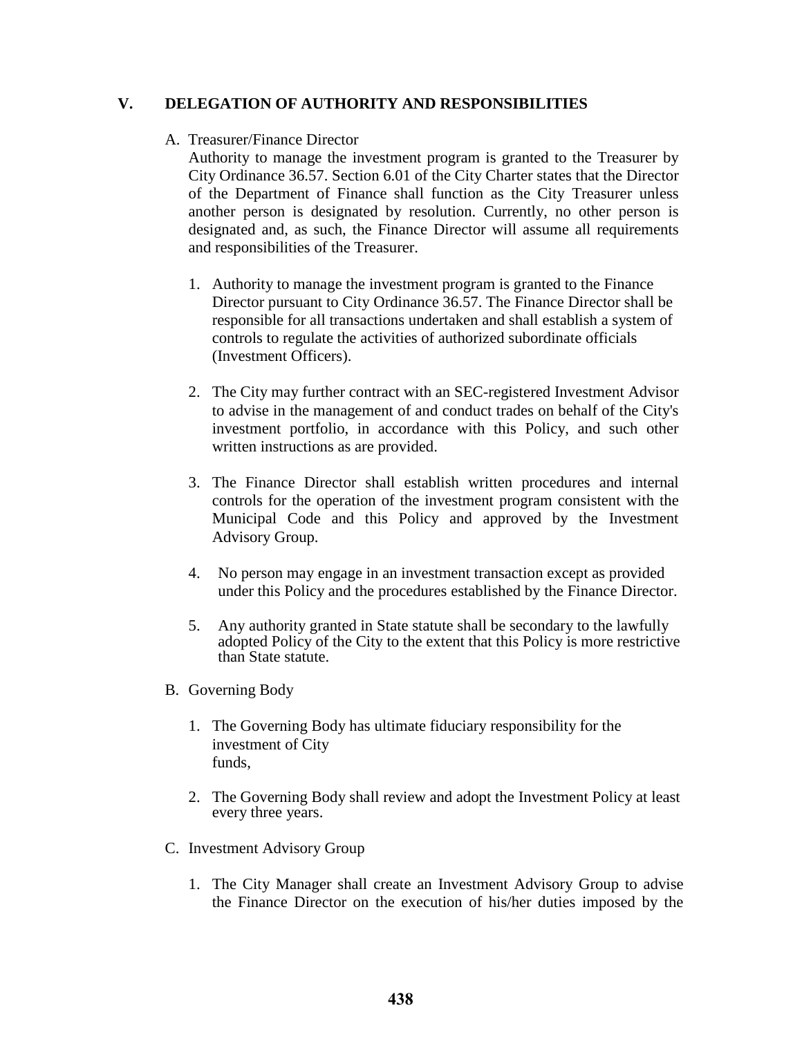## V. DELEGATION OF AUTHORITY AND RESPONSIBILITIES

A. Treasurer/Finance Director

Authority to manage the investment program is granted to the Treasurer by City Ordinance 36.57. Section 6.01 of the City Charter states that the Director of the Department of Finance shall function as the City Treasurer unless another person is designated by resolution. Currently, no other person is designated and, as such, the Finance Director will assume all requirements and responsibilities of the Treasurer.

1. Authority to manage the investment program is granted to the Finance Director pursuant to City Ordinance 36.57. The Finance Director shall be responsible for all transactions undertaken and shall establish a system of controls to regulate the activities of authorized subordinate officials (Investment Officers).

2. The City may further contract with an SEC-registered Investment Advisor to advise in the management of and conduct trades on behalf of the City's investment portfolio, in accordance with this Policy, and such other written instructions as are provided.

3. The Finance Director shall establish written procedures and internal controls for the operation of the investment program consistent with the Municipal Code and this Policy and approved by the Investment Advisory Group.

4. No person may engage in an investment transaction except as provided under this Policy and the procedures established by the Finance Director.

5. Any authority granted in State statute shall be secondary to the lawfully adopted Policy of the City to the extent that this Policy is more restrictive than State statute.

B. Governing Body

1. The Governing Body has ultimate fiduciary responsibility for the investment of City funds,

2. The Governing Body shall review and adopt the Investment Policy at least every three years.

C. Investment Advisory Group

1. The City Manager shall create an Investment Advisory Group to advise the Finance Director on the execution of his/her duties imposed by the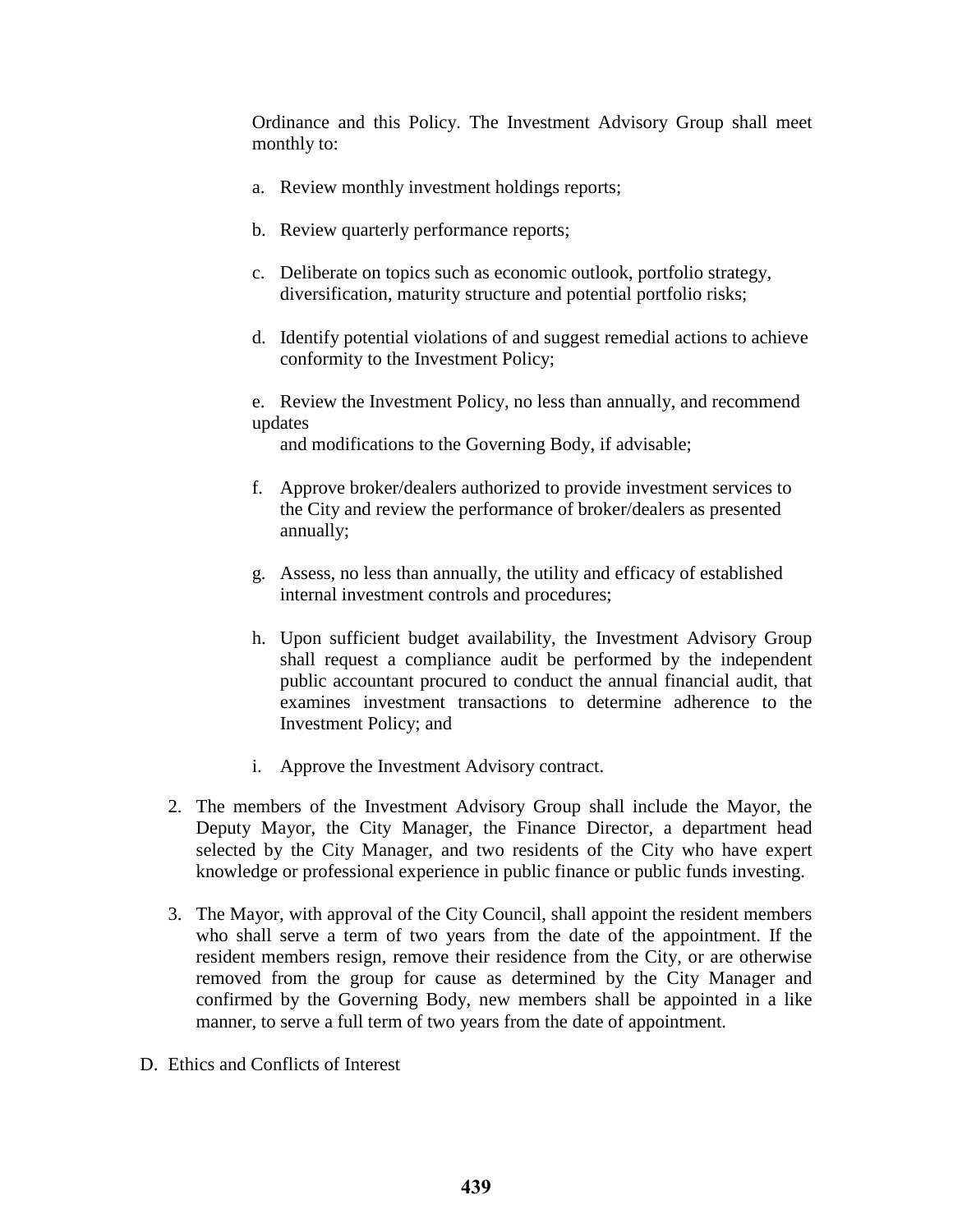Ordinance and this Policy. The Investment Advisory Group shall meet monthly to:

a. Review monthly investment holdings reports;

b. Review quarterly performance reports;

c. Deliberate on topics such as economic outlook, portfolio strategy, diversification, maturity structure and potential portfolio risks;

d. Identify potential violations of and suggest remedial actions to achieve conformity to the Investment Policy;

e. Review the Investment Policy, no less than annually, and recommend updates and modifications to the Governing Body, if advisable;

f. Approve broker/dealers authorized to provide investment services to the City and review the performance of broker/dealers as presented annually;

g. Assess, no less than annually, the utility and efficacy of established internal investment controls and procedures;

h. Upon sufficient budget availability, the Investment Advisory Group shall request a compliance audit be performed by the independent public accountant procured to conduct the annual financial audit, that examines investment transactions to determine adherence to the Investment Policy; and

i. Approve the Investment Advisory contract.

2. The members of the Investment Advisory Group shall include the Mayor, the Deputy Mayor, the City Manager, the Finance Director, a department head selected by the City Manager, and two residents of the City who have expert knowledge or professional experience in public finance or public funds investing.

3. The Mayor, with approval of the City Council, shall appoint the resident members who shall serve a term of two years from the date of the appointment. If the resident members resign, remove their residence from the City, or are otherwise removed from the group for cause as determined by the City Manager and confirmed by the Governing Body, new members shall be appointed in a like manner, to serve a full term of two years from the date of appointment.

D. Ethics and Conflicts of Interest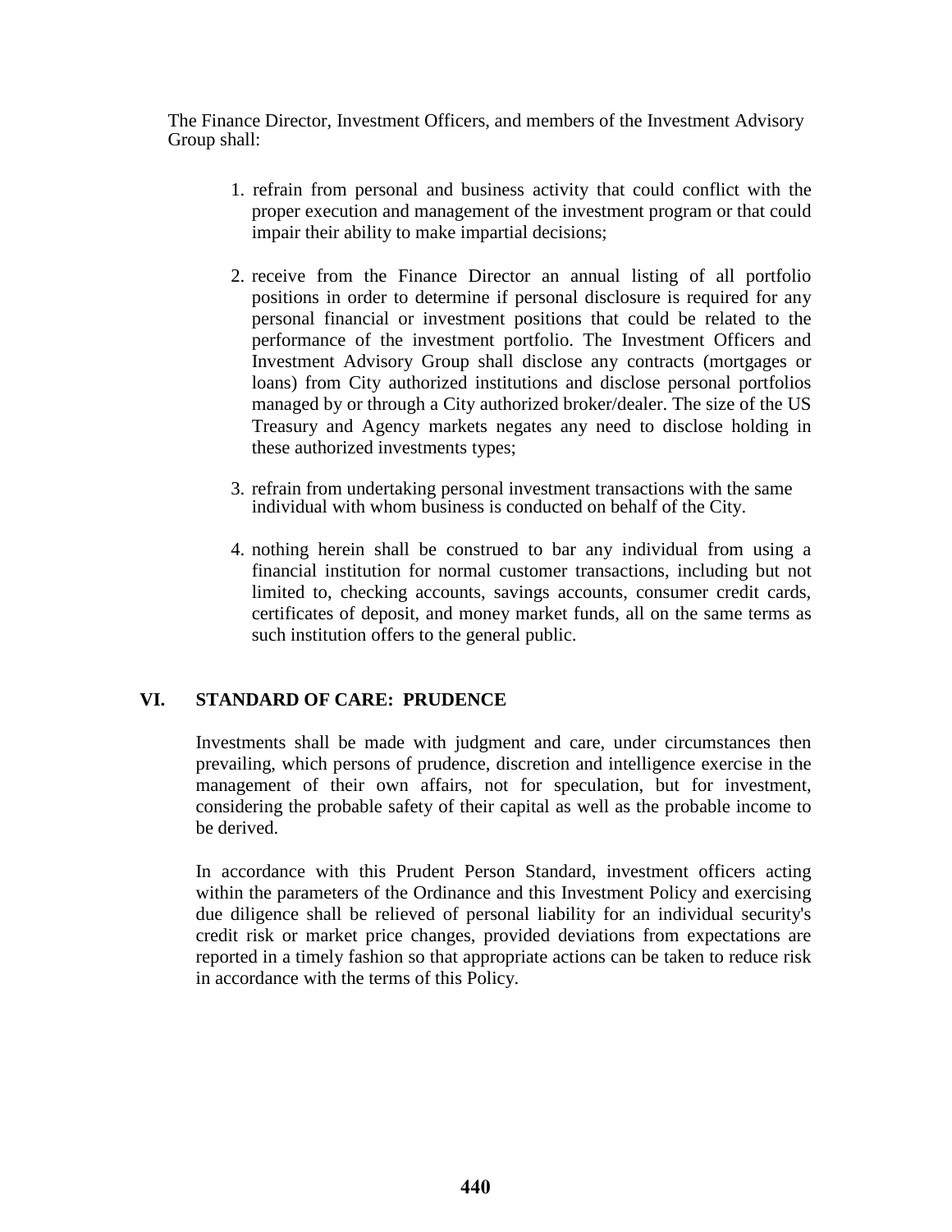The Finance Director, Investment Officers, and members of the Investment Advisory Group shall:

1. refrain from personal and business activity that could conflict with the proper execution and management of the investment program or that could impair their ability to make impartial decisions;

2. receive from the Finance Director an annual listing of all portfolio positions in order to determine if personal disclosure is required for any personal financial or investment positions that could be related to the performance of the investment portfolio. The Investment Officers and Investment Advisory Group shall disclose any contracts (mortgages or loans) from City authorized institutions and disclose personal portfolios managed by or through a City authorized broker/dealer. The size of the US Treasury and Agency markets negates any need to disclose holding in these authorized investments types;

3. refrain from undertaking personal investment transactions with the same individual with whom business is conducted on behalf of the City.

4. nothing herein shall be construed to bar any individual from using a financial institution for normal customer transactions, including but not limited to, checking accounts, savings accounts, consumer credit cards, certificates of deposit, and money market funds, all on the same terms as such institution offers to the general public.

## VI. STANDARD OF CARE: PRUDENCE

Investments shall be made with judgment and care, under circumstances then prevailing, which persons of prudence, discretion and intelligence exercise in the management of their own affairs, not for speculation, but for investment, considering the probable safety of their capital as well as the probable income to be derived.

In accordance with this Prudent Person Standard, investment officers acting within the parameters of the Ordinance and this Investment Policy and exercising due diligence shall be relieved of personal liability for an individual security's credit risk or market price changes, provided deviations from expectations are reported in a timely fashion so that appropriate actions can be taken to reduce risk in accordance with the terms of this Policy.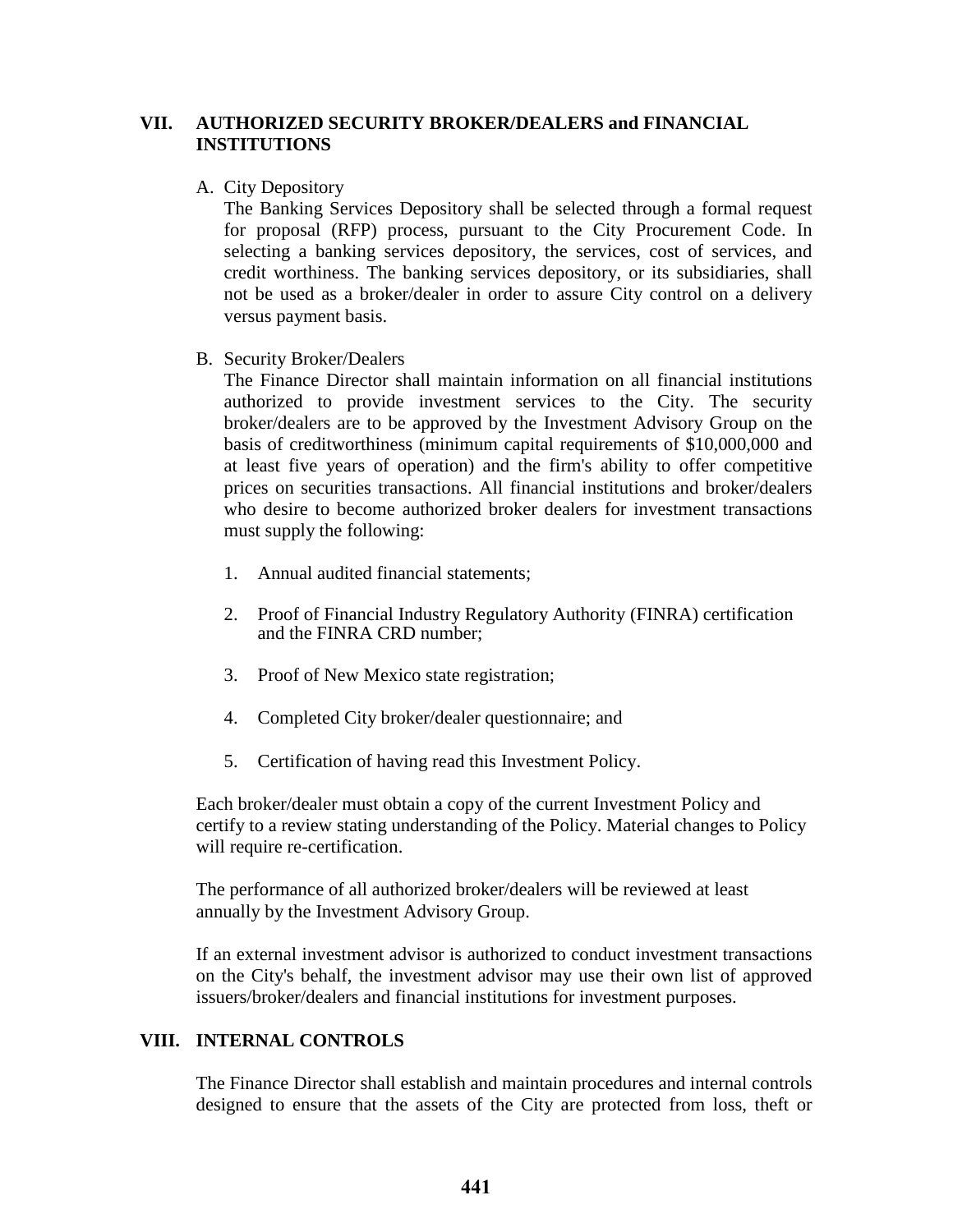## VII. AUTHORIZED SECURITY BROKER/DEALERS and FINANCIAL INSTITUTIONS

A. City Depository

The Banking Services Depository shall be selected through a formal request for proposal (RFP) process, pursuant to the City Procurement Code. In selecting a banking services depository, the services, cost of services, and credit worthiness. The banking services depository, or its subsidiaries, shall not be used as a broker/dealer in order to assure City control on a delivery versus payment basis.

B. Security Broker/Dealers

The Finance Director shall maintain information on all financial institutions authorized to provide investment services to the City. The security broker/dealers are to be approved by the Investment Advisory Group on the basis of creditworthiness (minimum capital requirements of $10,000,000 and at least five years of operation) and the firm's ability to offer competitive prices on securities transactions. All financial institutions and broker/dealers who desire to become authorized broker dealers for investment transactions must supply the following:

1. Annual audited financial statements;
2. Proof of Financial Industry Regulatory Authority (FINRA) certification and the FINRA CRD number;
3. Proof of New Mexico state registration;
4. Completed City broker/dealer questionnaire; and
5. Certification of having read this Investment Policy.

Each broker/dealer must obtain a copy of the current Investment Policy and certify to a review stating understanding of the Policy. Material changes to Policy will require re-certification.

The performance of all authorized broker/dealers will be reviewed at least annually by the Investment Advisory Group.

If an external investment advisor is authorized to conduct investment transactions on the City's behalf, the investment advisor may use their own list of approved issuers/broker/dealers and financial institutions for investment purposes.

## VIII. INTERNAL CONTROLS

The Finance Director shall establish and maintain procedures and internal controls designed to ensure that the assets of the City are protected from loss, theft or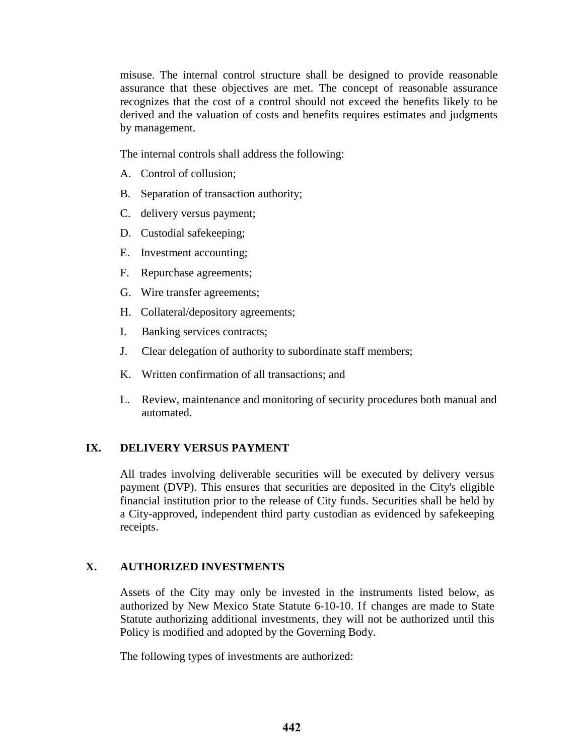misuse. The internal control structure shall be designed to provide reasonable assurance that these objectives are met. The concept of reasonable assurance recognizes that the cost of a control should not exceed the benefits likely to be derived and the valuation of costs and benefits requires estimates and judgments by management.

The internal controls shall address the following:

A. Control of collusion;

B. Separation of transaction authority;

C. delivery versus payment;

D. Custodial safekeeping;

E. Investment accounting;

F. Repurchase agreements;

G. Wire transfer agreements;

H. Collateral/depository agreements;

I. Banking services contracts;

J. Clear delegation of authority to subordinate staff members;

K. Written confirmation of all transactions; and

L. Review, maintenance and monitoring of security procedures both manual and automated.

## IX. DELIVERY VERSUS PAYMENT

All trades involving deliverable securities will be executed by delivery versus payment (DVP). This ensures that securities are deposited in the City's eligible financial institution prior to the release of City funds. Securities shall be held by a City-approved, independent third party custodian as evidenced by safekeeping receipts.

## X. AUTHORIZED INVESTMENTS

Assets of the City may only be invested in the instruments listed below, as authorized by New Mexico State Statute 6-10-10. If changes are made to State Statute authorizing additional investments, they will not be authorized until this Policy is modified and adopted by the Governing Body.

The following types of investments are authorized: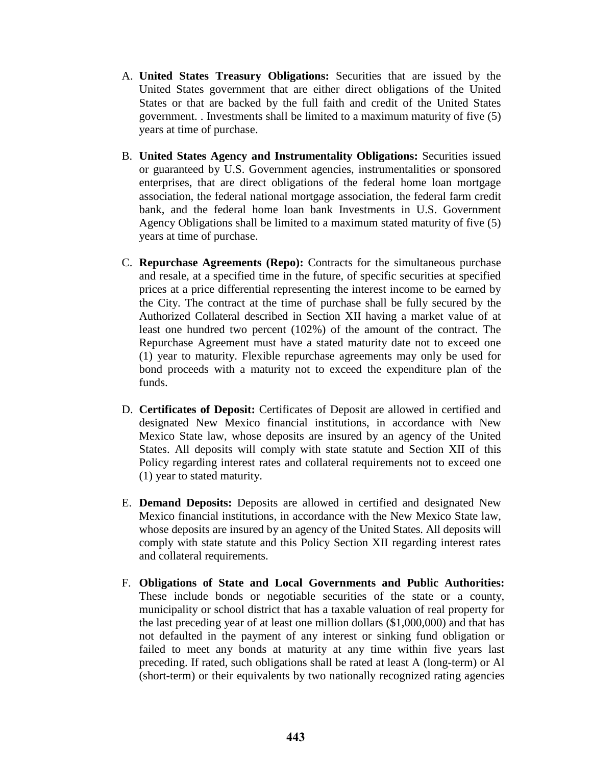A. **United States Treasury Obligations:** Securities that are issued by the United States government that are either direct obligations of the United States or that are backed by the full faith and credit of the United States government. . Investments shall be limited to a maximum maturity of five (5) years at time of purchase.

B. **United States Agency and Instrumentality Obligations:** Securities issued or guaranteed by U.S. Government agencies, instrumentalities or sponsored enterprises, that are direct obligations of the federal home loan mortgage association, the federal national mortgage association, the federal farm credit bank, and the federal home loan bank Investments in U.S. Government Agency Obligations shall be limited to a maximum stated maturity of five (5) years at time of purchase.

C. **Repurchase Agreements (Repo):** Contracts for the simultaneous purchase and resale, at a specified time in the future, of specific securities at specified prices at a price differential representing the interest income to be earned by the City. The contract at the time of purchase shall be fully secured by the Authorized Collateral described in Section XII having a market value of at least one hundred two percent (102%) of the amount of the contract. The Repurchase Agreement must have a stated maturity date not to exceed one (1) year to maturity. Flexible repurchase agreements may only be used for bond proceeds with a maturity not to exceed the expenditure plan of the funds.

D. **Certificates of Deposit:** Certificates of Deposit are allowed in certified and designated New Mexico financial institutions, in accordance with New Mexico State law, whose deposits are insured by an agency of the United States. All deposits will comply with state statute and Section XII of this Policy regarding interest rates and collateral requirements not to exceed one (1) year to stated maturity.

E. **Demand Deposits:** Deposits are allowed in certified and designated New Mexico financial institutions, in accordance with the New Mexico State law, whose deposits are insured by an agency of the United States. All deposits will comply with state statute and this Policy Section XII regarding interest rates and collateral requirements.

F. **Obligations of State and Local Governments and Public Authorities:** These include bonds or negotiable securities of the state or a county, municipality or school district that has a taxable valuation of real property for the last preceding year of at least one million dollars ($1,000,000) and that has not defaulted in the payment of any interest or sinking fund obligation or failed to meet any bonds at maturity at any time within five years last preceding. If rated, such obligations shall be rated at least A (long-term) or Al (short-term) or their equivalents by two nationally recognized rating agencies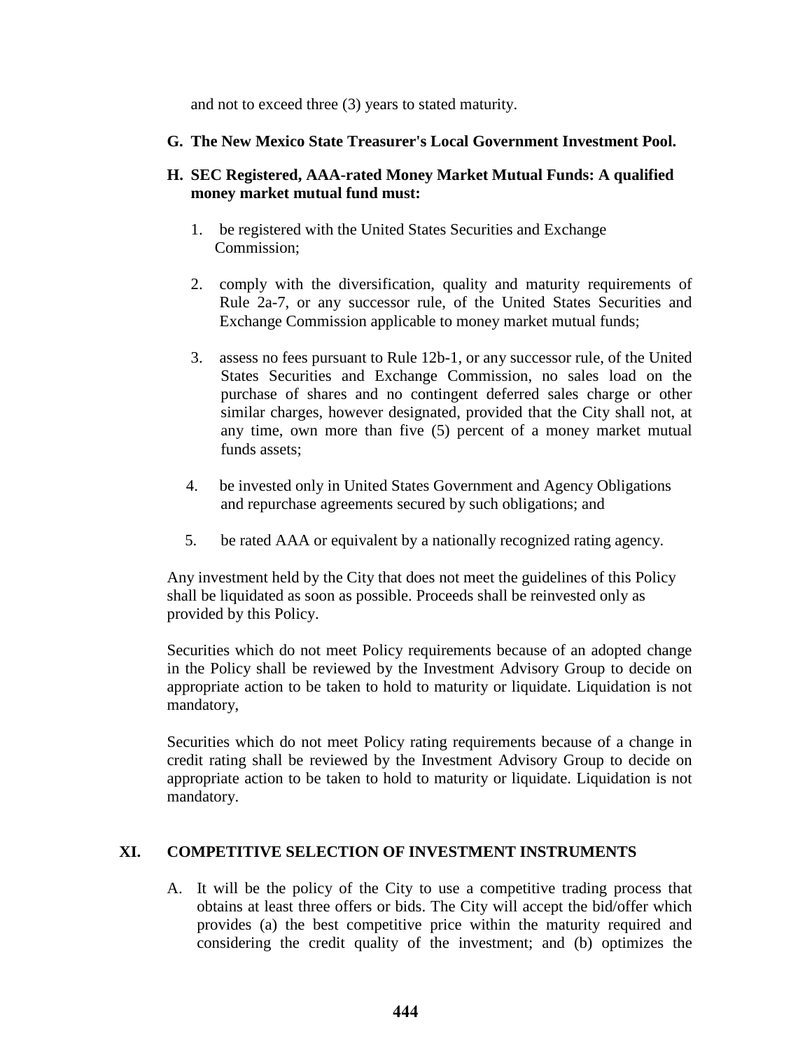and not to exceed three (3) years to stated maturity.

**G. The New Mexico State Treasurer's Local Government Investment Pool.**

**H. SEC Registered, AAA-rated Money Market Mutual Funds: A qualified money market mutual fund must:**

1. be registered with the United States Securities and Exchange Commission;

2. comply with the diversification, quality and maturity requirements of Rule 2a-7, or any successor rule, of the United States Securities and Exchange Commission applicable to money market mutual funds;

3. assess no fees pursuant to Rule 12b-1, or any successor rule, of the United States Securities and Exchange Commission, no sales load on the purchase of shares and no contingent deferred sales charge or other similar charges, however designated, provided that the City shall not, at any time, own more than five (5) percent of a money market mutual funds assets;

4. be invested only in United States Government and Agency Obligations and repurchase agreements secured by such obligations; and

5. be rated AAA or equivalent by a nationally recognized rating agency.

Any investment held by the City that does not meet the guidelines of this Policy shall be liquidated as soon as possible. Proceeds shall be reinvested only as provided by this Policy.

Securities which do not meet Policy requirements because of an adopted change in the Policy shall be reviewed by the Investment Advisory Group to decide on appropriate action to be taken to hold to maturity or liquidate. Liquidation is not mandatory,

Securities which do not meet Policy rating requirements because of a change in credit rating shall be reviewed by the Investment Advisory Group to decide on appropriate action to be taken to hold to maturity or liquidate. Liquidation is not mandatory.

## XI. COMPETITIVE SELECTION OF INVESTMENT INSTRUMENTS

A. It will be the policy of the City to use a competitive trading process that obtains at least three offers or bids. The City will accept the bid/offer which provides (a) the best competitive price within the maturity required and considering the credit quality of the investment; and (b) optimizes the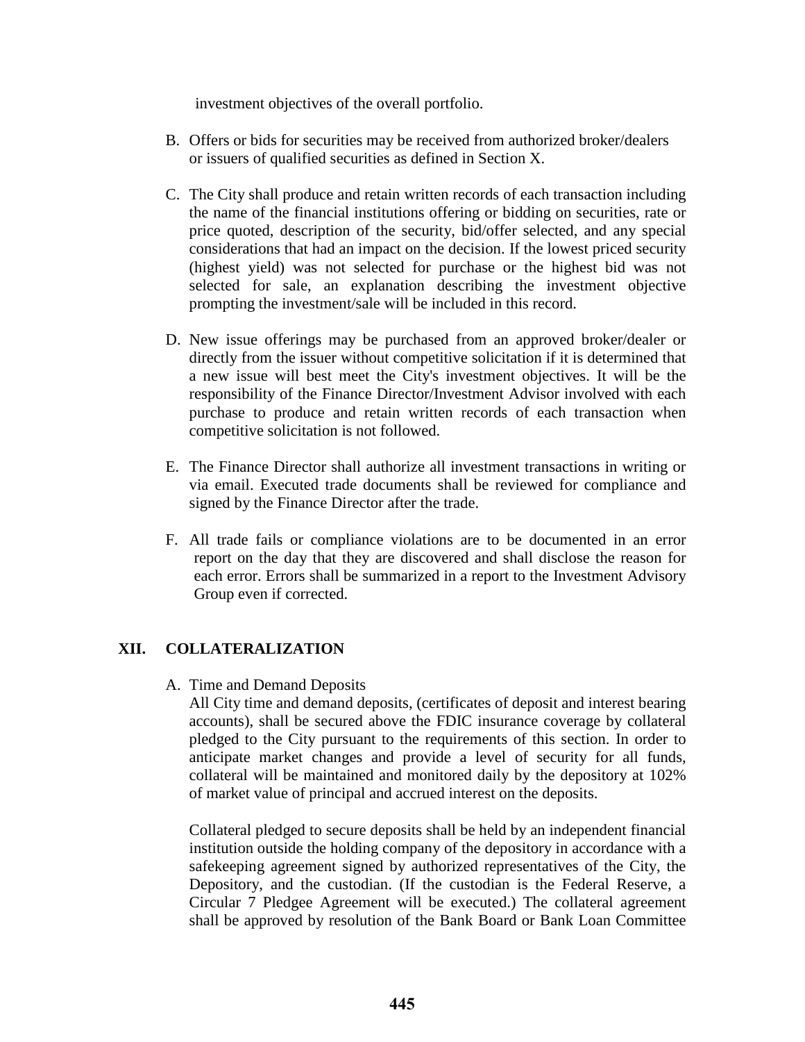investment objectives of the overall portfolio.

B. Offers or bids for securities may be received from authorized broker/dealers or issuers of qualified securities as defined in Section X.

C. The City shall produce and retain written records of each transaction including the name of the financial institutions offering or bidding on securities, rate or price quoted, description of the security, bid/offer selected, and any special considerations that had an impact on the decision. If the lowest priced security (highest yield) was not selected for purchase or the highest bid was not selected for sale, an explanation describing the investment objective prompting the investment/sale will be included in this record.

D. New issue offerings may be purchased from an approved broker/dealer or directly from the issuer without competitive solicitation if it is determined that a new issue will best meet the City's investment objectives. It will be the responsibility of the Finance Director/Investment Advisor involved with each purchase to produce and retain written records of each transaction when competitive solicitation is not followed.

E. The Finance Director shall authorize all investment transactions in writing or via email. Executed trade documents shall be reviewed for compliance and signed by the Finance Director after the trade.

F. All trade fails or compliance violations are to be documented in an error report on the day that they are discovered and shall disclose the reason for each error. Errors shall be summarized in a report to the Investment Advisory Group even if corrected.

## XII. COLLATERALIZATION

A. Time and Demand Deposits

All City time and demand deposits, (certificates of deposit and interest bearing accounts), shall be secured above the FDIC insurance coverage by collateral pledged to the City pursuant to the requirements of this section. In order to anticipate market changes and provide a level of security for all funds, collateral will be maintained and monitored daily by the depository at 102% of market value of principal and accrued interest on the deposits.

Collateral pledged to secure deposits shall be held by an independent financial institution outside the holding company of the depository in accordance with a safekeeping agreement signed by authorized representatives of the City, the Depository, and the custodian. (If the custodian is the Federal Reserve, a Circular 7 Pledgee Agreement will be executed.) The collateral agreement shall be approved by resolution of the Bank Board or Bank Loan Committee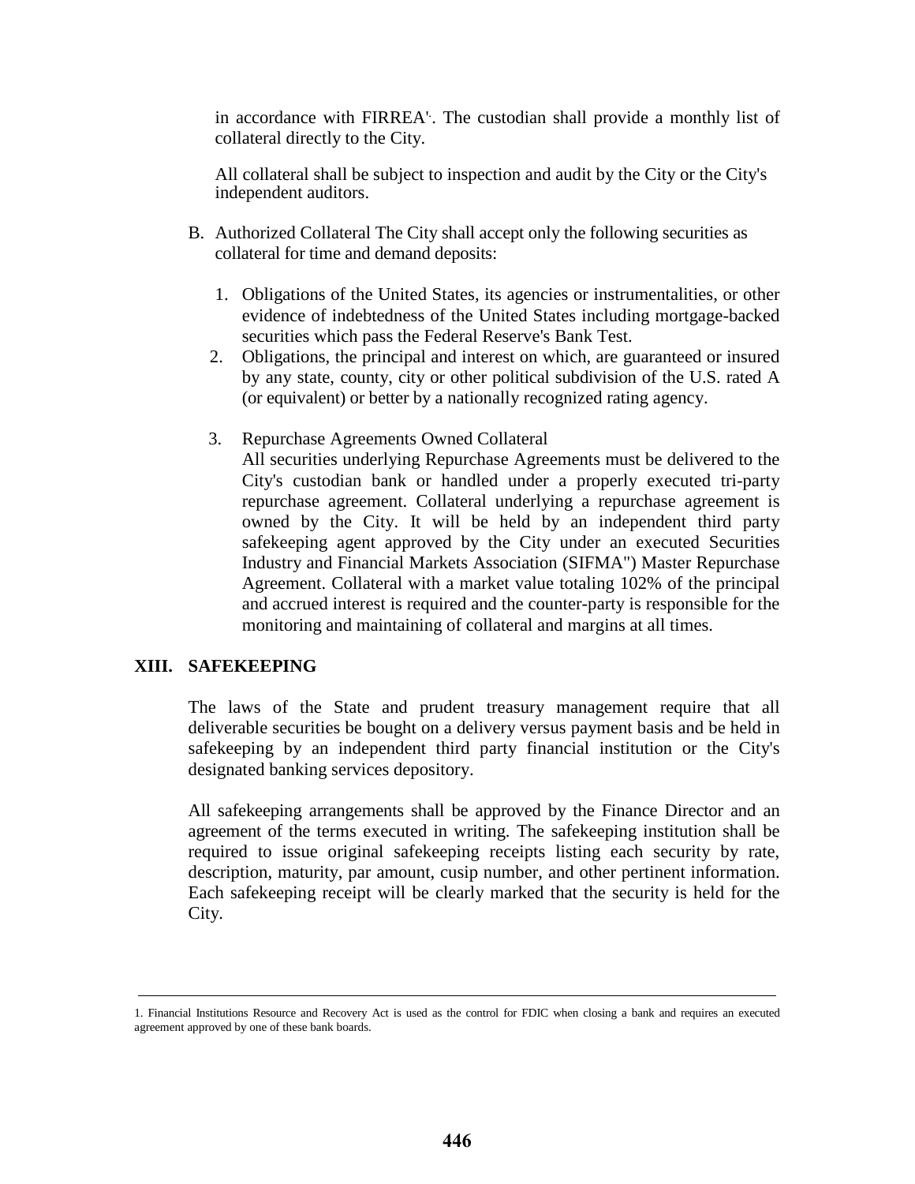in accordance with FIRREA[1]. The custodian shall provide a monthly list of collateral directly to the City.

All collateral shall be subject to inspection and audit by the City or the City's independent auditors.

B. Authorized Collateral The City shall accept only the following securities as collateral for time and demand deposits:

   1. Obligations of the United States, its agencies or instrumentalities, or other evidence of indebtedness of the United States including mortgage-backed securities which pass the Federal Reserve's Bank Test.
   2. Obligations, the principal and interest on which, are guaranteed or insured by any state, county, city or other political subdivision of the U.S. rated A (or equivalent) or better by a nationally recognized rating agency.
   3. Repurchase Agreements Owned Collateral
      All securities underlying Repurchase Agreements must be delivered to the City's custodian bank or handled under a properly executed tri-party repurchase agreement. Collateral underlying a repurchase agreement is owned by the City. It will be held by an independent third party safekeeping agent approved by the City under an executed Securities Industry and Financial Markets Association (SIFMA") Master Repurchase Agreement. Collateral with a market value totaling 102% of the principal and accrued interest is required and the counter-party is responsible for the monitoring and maintaining of collateral and margins at all times.

## XIII. SAFEKEEPING

The laws of the State and prudent treasury management require that all deliverable securities be bought on a delivery versus payment basis and be held in safekeeping by an independent third party financial institution or the City's designated banking services depository.

All safekeeping arrangements shall be approved by the Finance Director and an agreement of the terms executed in writing. The safekeeping institution shall be required to issue original safekeeping receipts listing each security by rate, description, maturity, par amount, cusip number, and other pertinent information. Each safekeeping receipt will be clearly marked that the security is held for the City.

---

1. Financial Institutions Resource and Recovery Act is used as the control for FDIC when closing a bank and requires an executed agreement approved by one of these bank boards.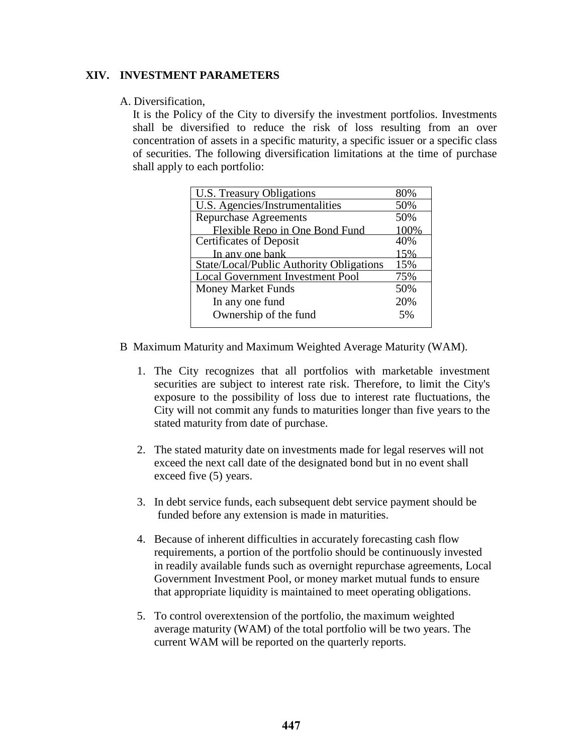## XIV. INVESTMENT PARAMETERS

A. Diversification,

It is the Policy of the City to diversify the investment portfolios. Investments shall be diversified to reduce the risk of loss resulting from an over concentration of assets in a specific maturity, a specific issuer or a specific class of securities. The following diversification limitations at the time of purchase shall apply to each portfolio:

| Investment | Limit |
|---|---|
| U.S. Treasury Obligations | 80% |
| U.S. Agencies/Instrumentalities | 50% |
| Repurchase Agreements | 50% |
| Flexible Repo in One Bond Fund | 100% |
| Certificates of Deposit | 40% |
| In any one bank | 15% |
| State/Local/Public Authority Obligations | 15% |
| Local Government Investment Pool | 75% |
| Money Market Funds | 50% |
| In any one fund | 20% |
| Ownership of the fund | 5% |

B Maximum Maturity and Maximum Weighted Average Maturity (WAM).

1. The City recognizes that all portfolios with marketable investment securities are subject to interest rate risk. Therefore, to limit the City's exposure to the possibility of loss due to interest rate fluctuations, the City will not commit any funds to maturities longer than five years to the stated maturity from date of purchase.

2. The stated maturity date on investments made for legal reserves will not exceed the next call date of the designated bond but in no event shall exceed five (5) years.

3. In debt service funds, each subsequent debt service payment should be funded before any extension is made in maturities.

4. Because of inherent difficulties in accurately forecasting cash flow requirements, a portion of the portfolio should be continuously invested in readily available funds such as overnight repurchase agreements, Local Government Investment Pool, or money market mutual funds to ensure that appropriate liquidity is maintained to meet operating obligations.

5. To control overextension of the portfolio, the maximum weighted average maturity (WAM) of the total portfolio will be two years. The current WAM will be reported on the quarterly reports.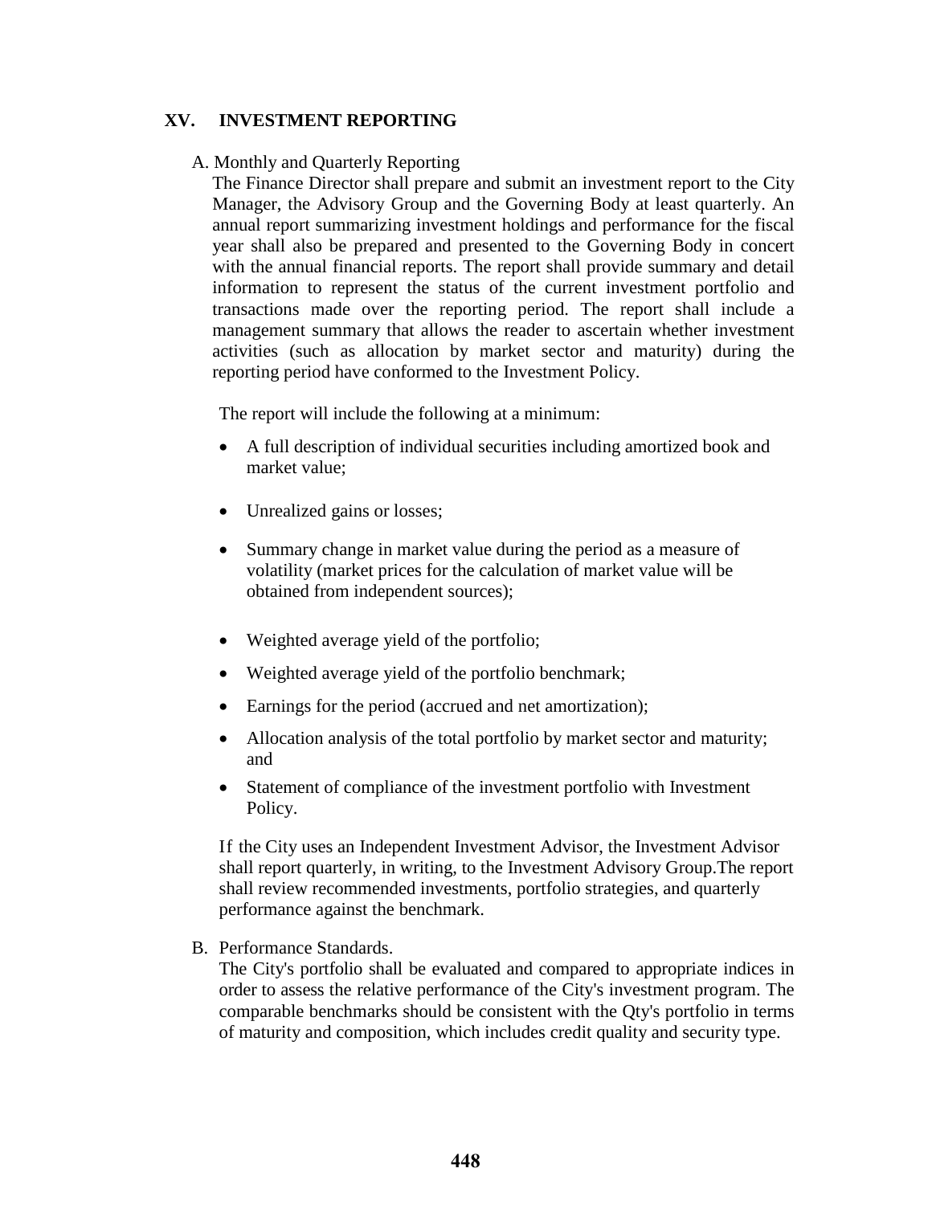## XV. INVESTMENT REPORTING

A. Monthly and Quarterly Reporting

The Finance Director shall prepare and submit an investment report to the City Manager, the Advisory Group and the Governing Body at least quarterly. An annual report summarizing investment holdings and performance for the fiscal year shall also be prepared and presented to the Governing Body in concert with the annual financial reports. The report shall provide summary and detail information to represent the status of the current investment portfolio and transactions made over the reporting period. The report shall include a management summary that allows the reader to ascertain whether investment activities (such as allocation by market sector and maturity) during the reporting period have conformed to the Investment Policy.

The report will include the following at a minimum:

- A full description of individual securities including amortized book and market value;
- Unrealized gains or losses;
- Summary change in market value during the period as a measure of volatility (market prices for the calculation of market value will be obtained from independent sources);
- Weighted average yield of the portfolio;
- Weighted average yield of the portfolio benchmark;
- Earnings for the period (accrued and net amortization);
- Allocation analysis of the total portfolio by market sector and maturity; and
- Statement of compliance of the investment portfolio with Investment Policy.

If the City uses an Independent Investment Advisor, the Investment Advisor shall report quarterly, in writing, to the Investment Advisory Group.The report shall review recommended investments, portfolio strategies, and quarterly performance against the benchmark.

B. Performance Standards.

The City's portfolio shall be evaluated and compared to appropriate indices in order to assess the relative performance of the City's investment program. The comparable benchmarks should be consistent with the Qty's portfolio in terms of maturity and composition, which includes credit quality and security type.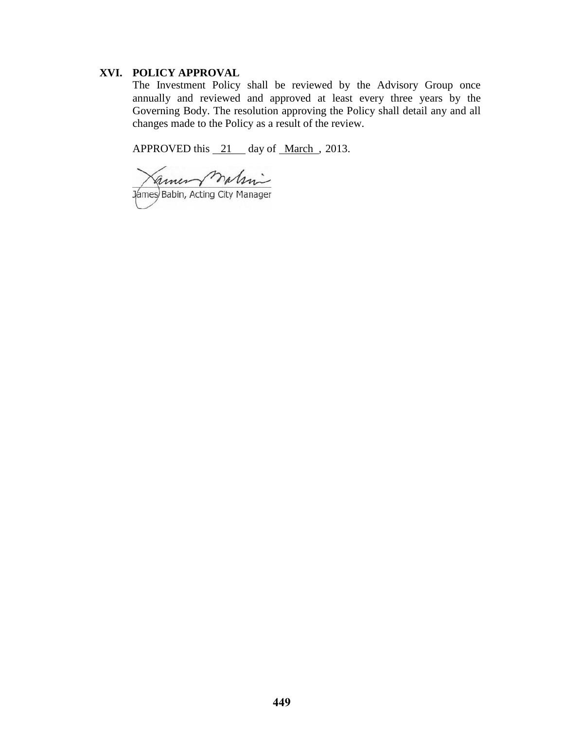## XVI. POLICY APPROVAL

The Investment Policy shall be reviewed by the Advisory Group once annually and reviewed and approved at least every three years by the Governing Body. The resolution approving the Policy shall detail any and all changes made to the Policy as a result of the review.

APPROVED this 21 day of March, 2013.

James Babin, Acting City Manager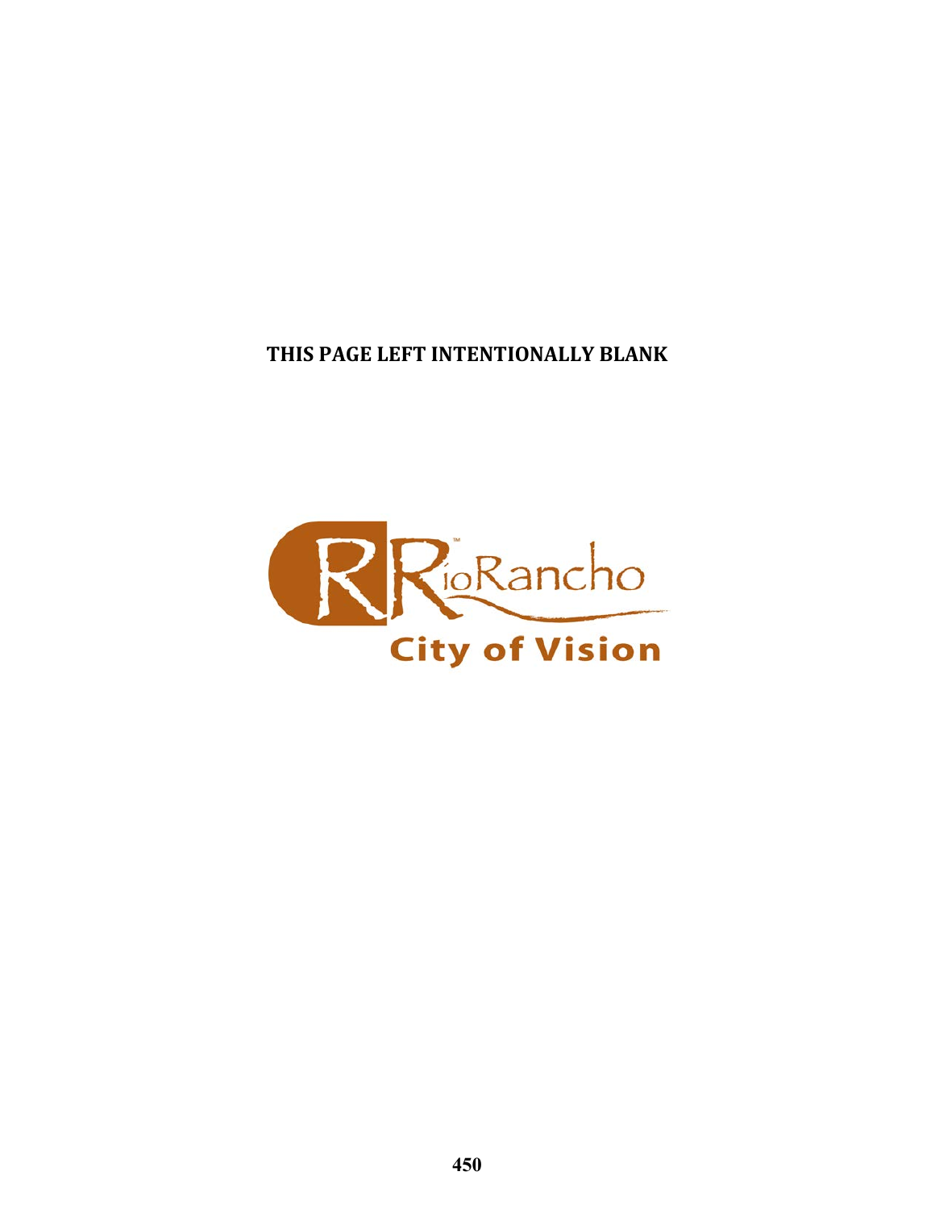**THIS PAGE LEFT INTENTIONALLY BLANK**

RioRancho

City of Vision